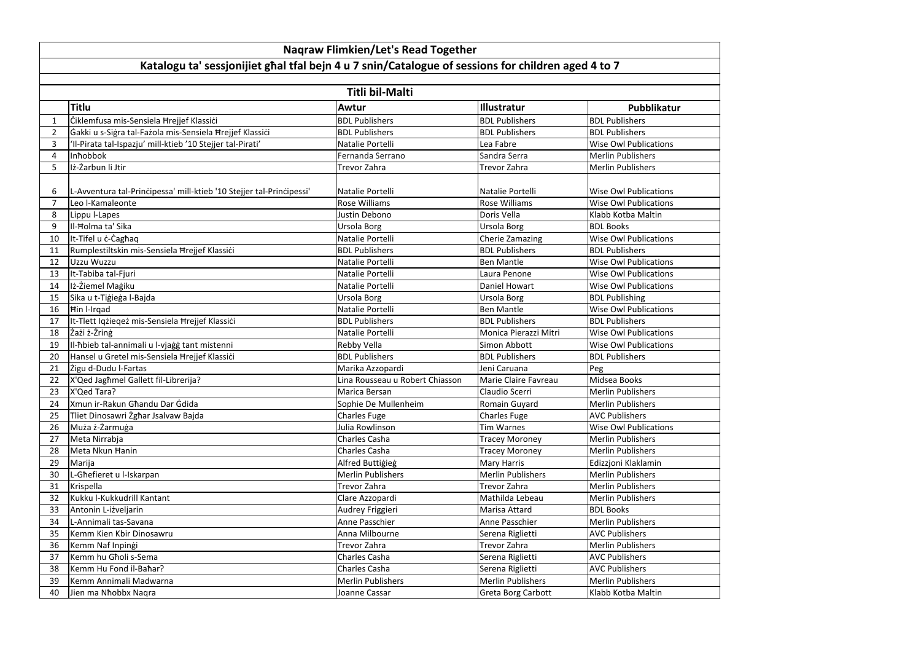# Naqraw Flimkien/Let's Read Together

## Katalogu ta' sessjonijiet għal tfal bejn 4 u 7 snin/Catalogue of sessions for children aged 4 to 7

### Titli bil-Malti

| | Titlu | Awtur | Illustratur | Pubblikatur |
|---|---|---|---|---|
| 1 | Ċiklemfusa mis-Sensiela Ħrejjef Klassiċi | BDL Publishers | BDL Publishers | BDL Publishers |
| 2 | Ġakki u s-Siġra tal-Fażola mis-Sensiela Ħrejjef Klassiċi | BDL Publishers | BDL Publishers | BDL Publishers |
| 3 | 'Il-Pirata tal-Ispazju' mill-ktieb '10 Stejjer tal-Pirati' | Natalie Portelli | Lea Fabre | Wise Owl Publications |
| 4 | Inħobbok | Fernanda Serrano | Sandra Serra | Merlin Publishers |
| 5 | Iż-Żarbun li Jtir | Trevor Zahra | Trevor Zahra | Merlin Publishers |
| 6 | L-Avventura tal-Prinċipessa' mill-ktieb '10 Stejjer tal-Prinċipessi' | Natalie Portelli | Natalie Portelli | Wise Owl Publications |
| 7 | Leo l-Kamaleonte | Rose Williams | Rose Williams | Wise Owl Publications |
| 8 | Lippu l-Lapes | Justin Debono | Doris Vella | Klabb Kotba Maltin |
| 9 | Il-Ħolma ta' Sika | Ursola Borg | Ursola Borg | BDL Books |
| 10 | It-Tifel u ċ-Ċagħaq | Natalie Portelli | Cherie Zamazing | Wise Owl Publications |
| 11 | Rumplestiltskin mis-Sensiela Ħrejjef Klassiċi | BDL Publishers | BDL Publishers | BDL Publishers |
| 12 | Uzzu Wuzzu | Natalie Portelli | Ben Mantle | Wise Owl Publications |
| 13 | It-Tabiba tal-Fjuri | Natalie Portelli | Laura Penone | Wise Owl Publications |
| 14 | Iż-Żiemel Maġiku | Natalie Portelli | Daniel Howart | Wise Owl Publications |
| 15 | Sika u t-Tiġieġa l-Bajda | Ursola Borg | Ursola Borg | BDL Publishing |
| 16 | Ħin l-Irqad | Natalie Portelli | Ben Mantle | Wise Owl Publications |
| 17 | It-Tlett Iqżieqeż mis-Sensiela Ħrejjef Klassiċi | BDL Publishers | BDL Publishers | BDL Publishers |
| 18 | Żażi ż-Żrinġ | Natalie Portelli | Monica Pierazzi Mitri | Wise Owl Publications |
| 19 | Il-ħbieb tal-annimali u l-vjaġġ tant mistenni | Rebby Vella | Simon Abbott | Wise Owl Publications |
| 20 | Hansel u Gretel mis-Sensiela Ħrejjef Klassiċi | BDL Publishers | BDL Publishers | BDL Publishers |
| 21 | Żigu d-Dudu l-Fartas | Marika Azzopardi | Jeni Caruana | Peg |
| 22 | X'Qed Jagħmel Gallett fil-Librerija? | Lina Rousseau u Robert Chiasson | Marie Claire Favreau | Midsea Books |
| 23 | X'Qed Tara? | Marica Bersan | Claudio Scerri | Merlin Publishers |
| 24 | Xmun ir-Rakun Għandu Dar Ġdida | Sophie De Mullenheim | Romain Guyard | Merlin Publishers |
| 25 | Tliet Dinosawri Żgħar Jsalvaw Bajda | Charles Fuge | Charles Fuge | AVC Publishers |
| 26 | Muża ż-Żarmuġa | Julia Rowlinson | Tim Warnes | Wise Owl Publications |
| 27 | Meta Nirrabja | Charles Casha | Tracey Moroney | Merlin Publishers |
| 28 | Meta Nkun Ħanin | Charles Casha | Tracey Moroney | Merlin Publishers |
| 29 | Marija | Alfred Buttiġieġ | Mary Harris | Edizzjoni Klaklamin |
| 30 | L-Għefieret u l-Iskarpan | Merlin Publishers | Merlin Publishers | Merlin Publishers |
| 31 | Krispella | Trevor Zahra | Trevor Zahra | Merlin Publishers |
| 32 | Kukku l-Kukkudrill Kantant | Clare Azzopardi | Mathilda Lebeau | Merlin Publishers |
| 33 | Antonin L-iżveljarin | Audrey Friggieri | Marisa Attard | BDL Books |
| 34 | L-Annimali tas-Savana | Anne Passchier | Anne Passchier | Merlin Publishers |
| 35 | Kemm Kien Kbir Dinosawru | Anna Milbourne | Serena Riglietti | AVC Publishers |
| 36 | Kemm Naf Inpinġi | Trevor Zahra | Trevor Zahra | Merlin Publishers |
| 37 | Kemm hu Għoli s-Sema | Charles Casha | Serena Riglietti | AVC Publishers |
| 38 | Kemm Hu Fond il-Baħar? | Charles Casha | Serena Riglietti | AVC Publishers |
| 39 | Kemm Annimali Madwarna | Merlin Publishers | Merlin Publishers | Merlin Publishers |
| 40 | Jien ma Nħobbx Naqra | Joanne Cassar | Greta Borg Carbott | Klabb Kotba Maltin |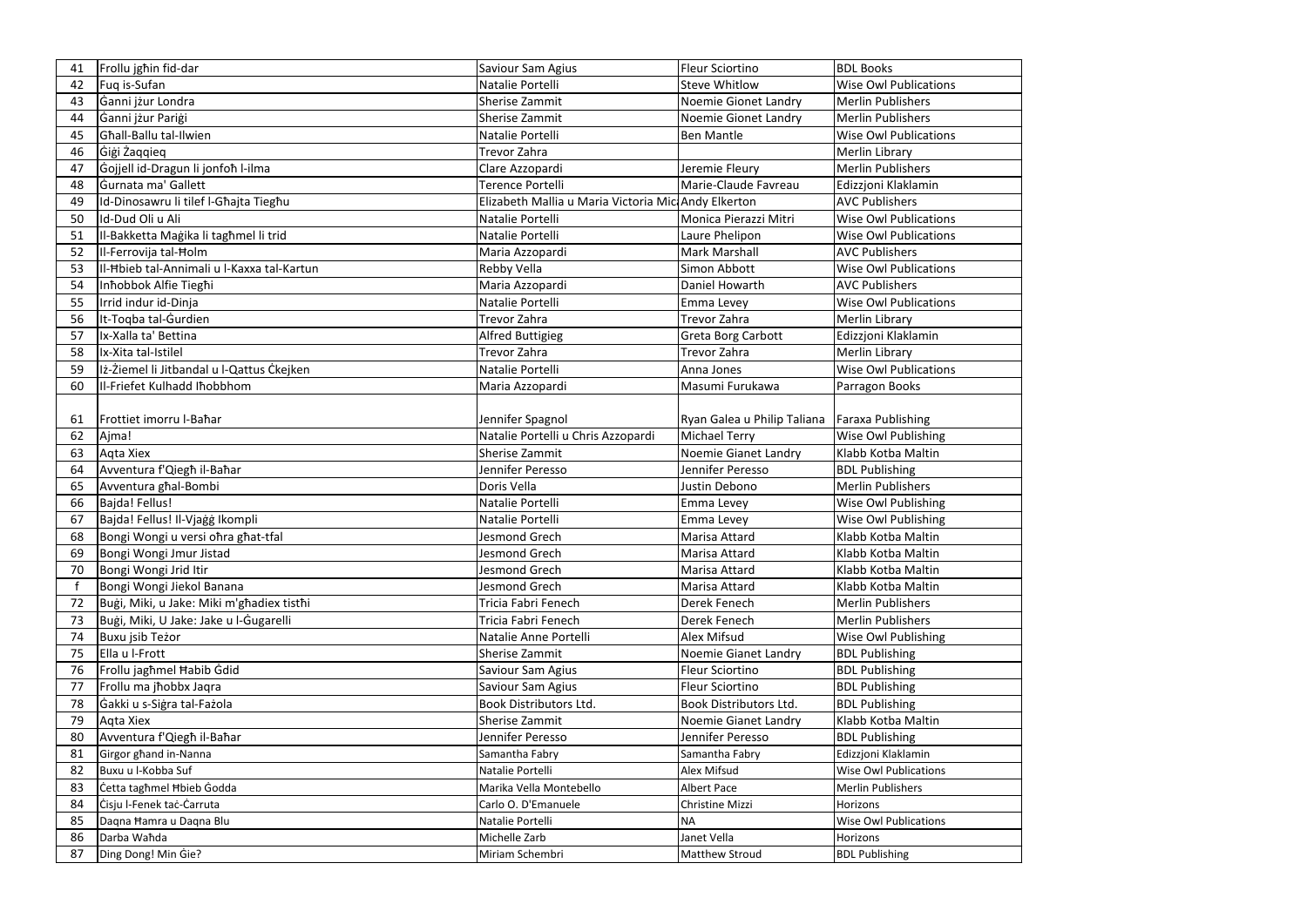| 41 | Frollu jgħin fid-dar | Saviour Sam Agius | Fleur Sciortino | BDL Books |
|---|---|---|---|---|
| 42 | Fuq is-Sufan | Natalie Portelli | Steve Whitlow | Wise Owl Publications |
| 43 | Ġanni jżur Londra | Sherise Zammit | Noemie Gionet Landry | Merlin Publishers |
| 44 | Ġanni jżur Pariġi | Sherise Zammit | Noemie Gionet Landry | Merlin Publishers |
| 45 | Għall-Ballu tal-Ilwien | Natalie Portelli | Ben Mantle | Wise Owl Publications |
| 46 | Ġiġi Żaqqieq | Trevor Zahra | | Merlin Library |
| 47 | Ġojjell id-Dragun li jonfoħ l-ilma | Clare Azzopardi | Jeremie Fleury | Merlin Publishers |
| 48 | Ġurnata ma' Gallett | Terence Portelli | Marie-Claude Favreau | Edizzjoni Klaklamin |
| 49 | Id-Dinosawru li tilef l-Għajta Tiegħu | Elizabeth Mallia u Maria Victoria Mic | Andy Elkerton | AVC Publishers |
| 50 | Id-Dud Oli u Ali | Natalie Portelli | Monica Pierazzi Mitri | Wise Owl Publications |
| 51 | Il-Bakketta Maġika li tagħmel li trid | Natalie Portelli | Laure Phelipon | Wise Owl Publications |
| 52 | Il-Ferrovija tal-Ħolm | Maria Azzopardi | Mark Marshall | AVC Publishers |
| 53 | Il-Ħbieb tal-Annimali u l-Kaxxa tal-Kartun | Rebby Vella | Simon Abbott | Wise Owl Publications |
| 54 | Inħobbok Alfie Tiegħi | Maria Azzopardi | Daniel Howarth | AVC Publishers |
| 55 | Irrid indur id-Dinja | Natalie Portelli | Emma Levey | Wise Owl Publications |
| 56 | It-Toqba tal-Ġurdien | Trevor Zahra | Trevor Zahra | Merlin Library |
| 57 | Ix-Xalla ta' Bettina | Alfred Buttigieg | Greta Borg Carbott | Edizzjoni Klaklamin |
| 58 | Ix-Xita tal-Istilel | Trevor Zahra | Trevor Zahra | Merlin Library |
| 59 | Iż-Żiemel li Jitbandal u l-Qattus Ċkejken | Natalie Portelli | Anna Jones | Wise Owl Publications |
| 60 | Il-Friefet Kulhadd Iħobbhom | Maria Azzopardi | Masumi Furukawa | Parragon Books |
| 61 | Frottiet imorru l-Baħar | Jennifer Spagnol | Ryan Galea u Philip Taliana | Faraxa Publishing |
| 62 | Ajma! | Natalie Portelli u Chris Azzopardi | Michael Terry | Wise Owl Publishing |
| 63 | Aqta Xiex | Sherise Zammit | Noemie Gianet Landry | Klabb Kotba Maltin |
| 64 | Avventura f'Qiegħ il-Baħar | Jennifer Peresso | Jennifer Peresso | BDL Publishing |
| 65 | Avventura għal-Bombi | Doris Vella | Justin Debono | Merlin Publishers |
| 66 | Bajda! Fellus! | Natalie Portelli | Emma Levey | Wise Owl Publishing |
| 67 | Bajda! Fellus! Il-Vjaġġ Ikompli | Natalie Portelli | Emma Levey | Wise Owl Publishing |
| 68 | Bongi Wongi u versi oħra għat-tfal | Jesmond Grech | Marisa Attard | Klabb Kotba Maltin |
| 69 | Bongi Wongi Jmur Jistad | Jesmond Grech | Marisa Attard | Klabb Kotba Maltin |
| 70 | Bongi Wongi Jrid Itir | Jesmond Grech | Marisa Attard | Klabb Kotba Maltin |
| f | Bongi Wongi Jiekol Banana | Jesmond Grech | Marisa Attard | Klabb Kotba Maltin |
| 72 | Buġi, Miki, u Jake: Miki m'għadiex tistħi | Tricia Fabri Fenech | Derek Fenech | Merlin Publishers |
| 73 | Buġi, Miki, U Jake: Jake u l-Ġugarelli | Tricia Fabri Fenech | Derek Fenech | Merlin Publishers |
| 74 | Buxu jsib Teżor | Natalie Anne Portelli | Alex Mifsud | Wise Owl Publishing |
| 75 | Ella u l-Frott | Sherise Zammit | Noemie Gianet Landry | BDL Publishing |
| 76 | Frollu jagħmel Ħabib Ġdid | Saviour Sam Agius | Fleur Sciortino | BDL Publishing |
| 77 | Frollu ma jħobbx Jaqra | Saviour Sam Agius | Fleur Sciortino | BDL Publishing |
| 78 | Ġakki u s-Siġra tal-Fażola | Book Distributors Ltd. | Book Distributors Ltd. | BDL Publishing |
| 79 | Aqta Xiex | Sherise Zammit | Noemie Gianet Landry | Klabb Kotba Maltin |
| 80 | Avventura f'Qiegħ il-Baħar | Jennifer Peresso | Jennifer Peresso | BDL Publishing |
| 81 | Girgor għand in-Nanna | Samantha Fabry | Samantha Fabry | Edizzjoni Klaklamin |
| 82 | Buxu u l-Kobba Suf | Natalie Portelli | Alex Mifsud | Wise Owl Publications |
| 83 | Ċetta tagħmel Ħbieb Ġodda | Marika Vella Montebello | Albert Pace | Merlin Publishers |
| 84 | Ċisju l-Fenek taċ-Ċarruta | Carlo O. D'Emanuele | Christine Mizzi | Horizons |
| 85 | Daqna Ħamra u Daqna Blu | Natalie Portelli | NA | Wise Owl Publications |
| 86 | Darba Waħda | Michelle Zarb | Janet Vella | Horizons |
| 87 | Ding Dong! Min Ġie? | Miriam Schembri | Matthew Stroud | BDL Publishing |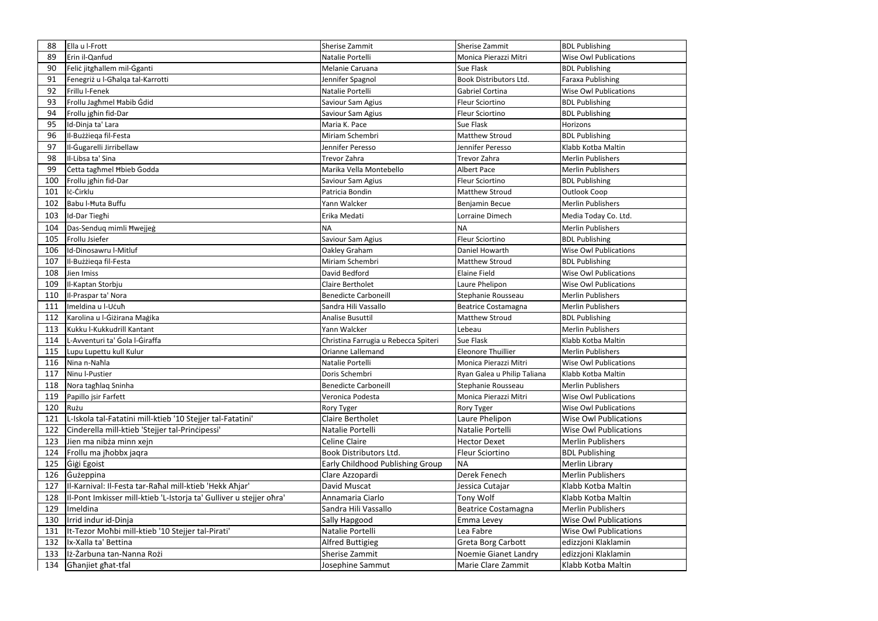| | | | | |
|---|---|---|---|---|
| 88 | Ella u l-Frott | Sherise Zammit | Sherise Zammit | BDL Publishing |
| 89 | Erin il-Qanfud | Natalie Portelli | Monica Pierazzi Mitri | Wise Owl Publications |
| 90 | Feliċ jitgħallem mil-Ġganti | Melanie Caruana | Sue Flask | BDL Publishing |
| 91 | Fenegriż u l-Għalqa tal-Karrotti | Jennifer Spagnol | Book Distributors Ltd. | Faraxa Publishing |
| 92 | Frillu l-Fenek | Natalie Portelli | Gabriel Cortina | Wise Owl Publications |
| 93 | Frollu Jagħmel Ħabib Ġdid | Saviour Sam Agius | Fleur Sciortino | BDL Publishing |
| 94 | Frollu jgħin fid-Dar | Saviour Sam Agius | Fleur Sciortino | BDL Publishing |
| 95 | Id-Dinja ta' Lara | Maria K. Pace | Sue Flask | Horizons |
| 96 | Il-Bużżieqa fil-Festa | Miriam Schembri | Matthew Stroud | BDL Publishing |
| 97 | Il-Ġugarelli Jirribellaw | Jennifer Peresso | Jennifer Peresso | Klabb Kotba Maltin |
| 98 | Il-Libsa ta' Sina | Trevor Zahra | Trevor Zahra | Merlin Publishers |
| 99 | Ċetta tagħmel Ħbieb Ġodda | Marika Vella Montebello | Albert Pace | Merlin Publishers |
| 100 | Frollu jgħin fid-Dar | Saviour Sam Agius | Fleur Sciortino | BDL Publishing |
| 101 | Iċ-Ċirklu | Patricia Bondin | Matthew Stroud | Outlook Coop |
| 102 | Babu l-Ħuta Buffu | Yann Walcker | Benjamin Becue | Merlin Publishers |
| 103 | Id-Dar Tiegħi | Erika Medati | Lorraine Dimech | Media Today Co. Ltd. |
| 104 | Das-Senduq mimli Ħwejjeġ | NA | NA | Merlin Publishers |
| 105 | Frollu Jsiefer | Saviour Sam Agius | Fleur Sciortino | BDL Publishing |
| 106 | Id-Dinosawru l-Mitluf | Oakley Graham | Daniel Howarth | Wise Owl Publications |
| 107 | Il-Bużżieqa fil-Festa | Miriam Schembri | Matthew Stroud | BDL Publishing |
| 108 | Jien Imiss | David Bedford | Elaine Field | Wise Owl Publications |
| 109 | Il-Kaptan Storbju | Claire Bertholet | Laure Phelipon | Wise Owl Publications |
| 110 | Il-Praspar ta' Nora | Benedicte Carboneill | Stephanie Rousseau | Merlin Publishers |
| 111 | Imeldina u l-Uċuħ | Sandra Hili Vassallo | Beatrice Costamagna | Merlin Publishers |
| 112 | Karolina u l-Ġiżirana Maġika | Analise Busuttil | Matthew Stroud | BDL Publishing |
| 113 | Kukku l-Kukkudrill Kantant | Yann Walcker | Lebeau | Merlin Publishers |
| 114 | L-Avventuri ta' Ġola l-Ġiraffa | Christina Farrugia u Rebecca Spiteri | Sue Flask | Klabb Kotba Maltin |
| 115 | Lupu Lupettu kull Kulur | Orianne Lallemand | Eleonore Thuillier | Merlin Publishers |
| 116 | Nina n-Naħla | Natalie Portelli | Monica Pierazzi Mitri | Wise Owl Publications |
| 117 | Ninu l-Pustier | Doris Schembri | Ryan Galea u Philip Taliana | Klabb Kotba Maltin |
| 118 | Nora tagħlaq Sninha | Benedicte Carboneill | Stephanie Rousseau | Merlin Publishers |
| 119 | Papillo jsir Farfett | Veronica Podesta | Monica Pierazzi Mitri | Wise Owl Publications |
| 120 | Rużu | Rory Tyger | Rory Tyger | Wise Owl Publications |
| 121 | L-Iskola tal-Fatatini mill-ktieb '10 Stejjer tal-Fatatini' | Claire Bertholet | Laure Phelipon | Wise Owl Publications |
| 122 | Cinderella mill-ktieb 'Stejjer tal-Prinċipessi' | Natalie Portelli | Natalie Portelli | Wise Owl Publications |
| 123 | Jien ma nibża minn xejn | Celine Claire | Hector Dexet | Merlin Publishers |
| 124 | Frollu ma jħobbx jaqra | Book Distributors Ltd. | Fleur Sciortino | BDL Publishing |
| 125 | Ġiġi Egoist | Early Childhood Publishing Group | NA | Merlin Library |
| 126 | Ġużeppina | Clare Azzopardi | Derek Fenech | Merlin Publishers |
| 127 | Il-Karnival: Il-Festa tar-Raħal mill-ktieb 'Hekk Aħjar' | David Muscat | Jessica Cutajar | Klabb Kotba Maltin |
| 128 | Il-Pont Imkisser mill-ktieb 'L-Istorja ta' Gulliver u stejjer oħra' | Annamaria Ciarlo | Tony Wolf | Klabb Kotba Maltin |
| 129 | Imeldina | Sandra Hili Vassallo | Beatrice Costamagna | Merlin Publishers |
| 130 | Irrid indur id-Dinja | Sally Hapgood | Emma Levey | Wise Owl Publications |
| 131 | It-Tezor Moħbi mill-ktieb '10 Stejjer tal-Pirati' | Natalie Portelli | Lea Fabre | Wise Owl Publications |
| 132 | Ix-Xalla ta' Bettina | Alfred Buttigieg | Greta Borg Carbott | edizzjoni Klaklamin |
| 133 | Iż-Żarbuna tan-Nanna Rożi | Sherise Zammit | Noemie Gianet Landry | edizzjoni Klaklamin |
| 134 | Għanjiet għat-tfal | Josephine Sammut | Marie Clare Zammit | Klabb Kotba Maltin |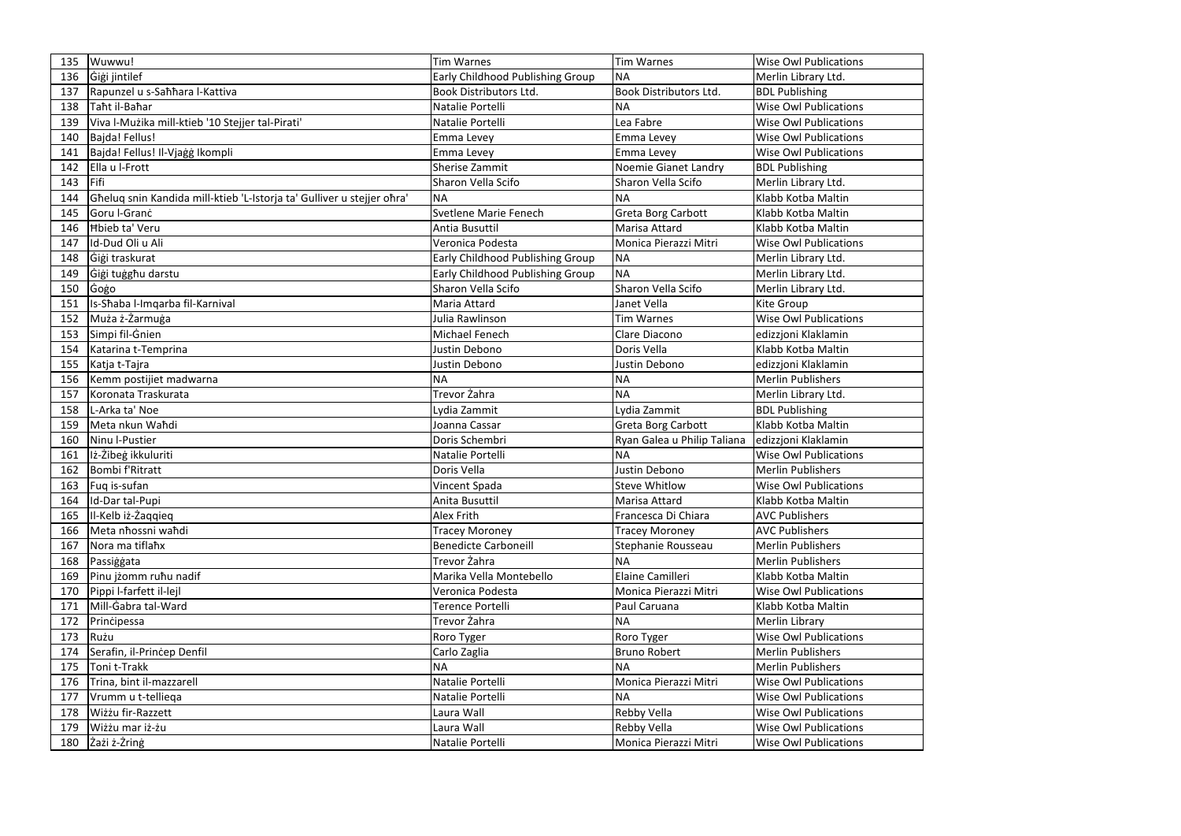| 135 | Wuwwu! | Tim Warnes | Tim Warnes | Wise Owl Publications |
|---|---|---|---|---|
| 136 | Ġiġi jintilef | Early Childhood Publishing Group | NA | Merlin Library Ltd. |
| 137 | Rapunzel u s-Saħħara l-Kattiva | Book Distributors Ltd. | Book Distributors Ltd. | BDL Publishing |
| 138 | Taħt il-Baħar | Natalie Portelli | NA | Wise Owl Publications |
| 139 | Viva l-Mużika mill-ktieb '10 Stejjer tal-Pirati' | Natalie Portelli | Lea Fabre | Wise Owl Publications |
| 140 | Bajda! Fellus! | Emma Levey | Emma Levey | Wise Owl Publications |
| 141 | Bajda! Fellus! Il-Vjaġġ Ikompli | Emma Levey | Emma Levey | Wise Owl Publications |
| 142 | Ella u l-Frott | Sherise Zammit | Noemie Gianet Landry | BDL Publishing |
| 143 | Fifi | Sharon Vella Scifo | Sharon Vella Scifo | Merlin Library Ltd. |
| 144 | Għeluq snin Kandida mill-ktieb 'L-Istorja ta' Gulliver u stejjer oħra' | NA | NA | Klabb Kotba Maltin |
| 145 | Goru l-Granċ | Svetlene Marie Fenech | Greta Borg Carbott | Klabb Kotba Maltin |
| 146 | Ħbieb ta' Veru | Antia Busuttil | Marisa Attard | Klabb Kotba Maltin |
| 147 | Id-Dud Oli u Ali | Veronica Podesta | Monica Pierazzi Mitri | Wise Owl Publications |
| 148 | Ġiġi traskurat | Early Childhood Publishing Group | NA | Merlin Library Ltd. |
| 149 | Ġiġi tuġgħu darstu | Early Childhood Publishing Group | NA | Merlin Library Ltd. |
| 150 | Ġoġo | Sharon Vella Scifo | Sharon Vella Scifo | Merlin Library Ltd. |
| 151 | Is-Sħaba l-Imqarba fil-Karnival | Maria Attard | Janet Vella | Kite Group |
| 152 | Mużа ż-Żarmuġa | Julia Rawlinson | Tim Warnes | Wise Owl Publications |
| 153 | Simpi fil-Ġnien | Michael Fenech | Clare Diacono | edizzjoni Klaklamin |
| 154 | Katarina t-Temprina | Justin Debono | Doris Vella | Klabb Kotba Maltin |
| 155 | Katja t-Tajra | Justin Debono | Justin Debono | edizzjoni Klaklamin |
| 156 | Kemm postijiet madwarna | NA | NA | Merlin Publishers |
| 157 | Koronata Traskurata | Trevor Żahra | NA | Merlin Library Ltd. |
| 158 | L-Arka ta' Noe | Lydia Zammit | Lydia Zammit | BDL Publishing |
| 159 | Meta nkun Waħdi | Joanna Cassar | Greta Borg Carbott | Klabb Kotba Maltin |
| 160 | Ninu l-Pustier | Doris Schembri | Ryan Galea u Philip Taliana | edizzjoni Klaklamin |
| 161 | Iż-Żibeġ ikkuluriti | Natalie Portelli | NA | Wise Owl Publications |
| 162 | Bombi f'Ritratt | Doris Vella | Justin Debono | Merlin Publishers |
| 163 | Fuq is-sufan | Vincent Spada | Steve Whitlow | Wise Owl Publications |
| 164 | Id-Dar tal-Pupi | Anita Busuttil | Marisa Attard | Klabb Kotba Maltin |
| 165 | Il-Kelb iż-Żaqqieq | Alex Frith | Francesca Di Chiara | AVC Publishers |
| 166 | Meta nħossni waħdi | Tracey Moroney | Tracey Moroney | AVC Publishers |
| 167 | Nora ma tiflaħx | Benedicte Carboneill | Stephanie Rousseau | Merlin Publishers |
| 168 | Passiġġata | Trevor Żahra | NA | Merlin Publishers |
| 169 | Pinu jżomm ruħu nadif | Marika Vella Montebello | Elaine Camilleri | Klabb Kotba Maltin |
| 170 | Pippi l-farfett il-lejl | Veronica Podesta | Monica Pierazzi Mitri | Wise Owl Publications |
| 171 | Mill-Ġabra tal-Ward | Terence Portelli | Paul Caruana | Klabb Kotba Maltin |
| 172 | Prinċipessa | Trevor Żahra | NA | Merlin Library |
| 173 | Rużu | Roro Tyger | Roro Tyger | Wise Owl Publications |
| 174 | Serafin, il-Prinċep Denfil | Carlo Zaglia | Bruno Robert | Merlin Publishers |
| 175 | Toni t-Trakk | NA | NA | Merlin Publishers |
| 176 | Trina, bint il-mazzarell | Natalie Portelli | Monica Pierazzi Mitri | Wise Owl Publications |
| 177 | Vrumm u t-tellieqa | Natalie Portelli | NA | Wise Owl Publications |
| 178 | Wiżżu fir-Razzett | Laura Wall | Rebby Vella | Wise Owl Publications |
| 179 | Wiżżu mar iż-żu | Laura Wall | Rebby Vella | Wise Owl Publications |
| 180 | Żażi ż-Żrinġ | Natalie Portelli | Monica Pierazzi Mitri | Wise Owl Publications |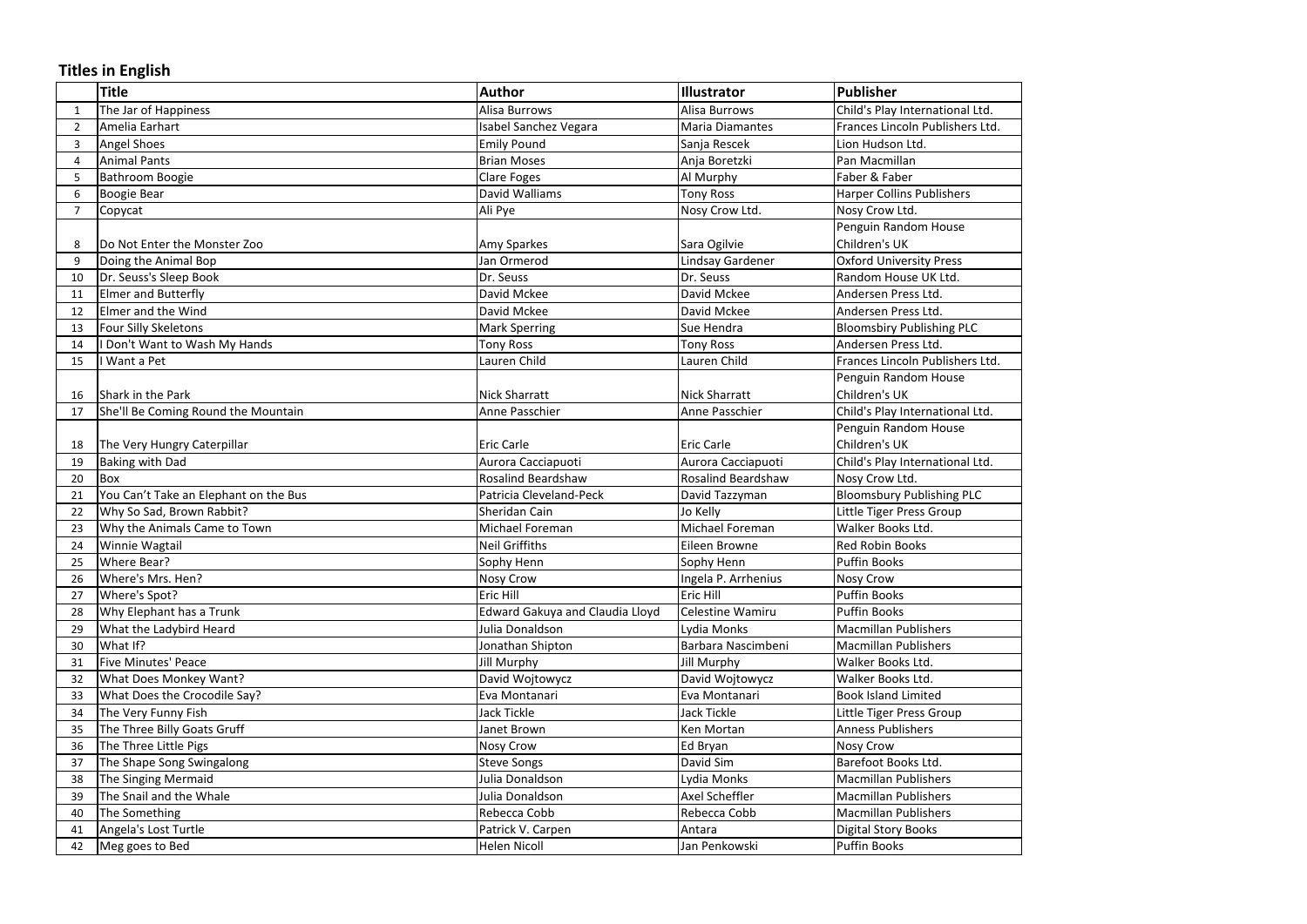## Titles in English

| | Title | Author | Illustrator | Publisher |
|---|---|---|---|---|
| 1 | The Jar of Happiness | Alisa Burrows | Alisa Burrows | Child's Play International Ltd. |
| 2 | Amelia Earhart | Isabel Sanchez Vegara | Maria Diamantes | Frances Lincoln Publishers Ltd. |
| 3 | Angel Shoes | Emily Pound | Sanja Rescek | Lion Hudson Ltd. |
| 4 | Animal Pants | Brian Moses | Anja Boretzki | Pan Macmillan |
| 5 | Bathroom Boogie | Clare Foges | Al Murphy | Faber & Faber |
| 6 | Boogie Bear | David Walliams | Tony Ross | Harper Collins Publishers |
| 7 | Copycat | Ali Pye | Nosy Crow Ltd. | Nosy Crow Ltd. |
| 8 | Do Not Enter the Monster Zoo | Amy Sparkes | Sara Ogilvie | Penguin Random House Children's UK |
| 9 | Doing the Animal Bop | Jan Ormerod | Lindsay Gardener | Oxford University Press |
| 10 | Dr. Seuss's Sleep Book | Dr. Seuss | Dr. Seuss | Random House UK Ltd. |
| 11 | Elmer and Butterfly | David Mckee | David Mckee | Andersen Press Ltd. |
| 12 | Elmer and the Wind | David Mckee | David Mckee | Andersen Press Ltd. |
| 13 | Four Silly Skeletons | Mark Sperring | Sue Hendra | Bloomsbury Publishing PLC |
| 14 | I Don't Want to Wash My Hands | Tony Ross | Tony Ross | Andersen Press Ltd. |
| 15 | I Want a Pet | Lauren Child | Lauren Child | Frances Lincoln Publishers Ltd. |
| 16 | Shark in the Park | Nick Sharratt | Nick Sharratt | Penguin Random House Children's UK |
| 17 | She'll Be Coming Round the Mountain | Anne Passchier | Anne Passchier | Child's Play International Ltd. |
| 18 | The Very Hungry Caterpillar | Eric Carle | Eric Carle | Penguin Random House Children's UK |
| 19 | Baking with Dad | Aurora Cacciapuoti | Aurora Cacciapuoti | Child's Play International Ltd. |
| 20 | Box | Rosalind Beardshaw | Rosalind Beardshaw | Nosy Crow Ltd. |
| 21 | You Can't Take an Elephant on the Bus | Patricia Cleveland-Peck | David Tazzyman | Bloomsbury Publishing PLC |
| 22 | Why So Sad, Brown Rabbit? | Sheridan Cain | Jo Kelly | Little Tiger Press Group |
| 23 | Why the Animals Came to Town | Michael Foreman | Michael Foreman | Walker Books Ltd. |
| 24 | Winnie Wagtail | Neil Griffiths | Eileen Browne | Red Robin Books |
| 25 | Where Bear? | Sophy Henn | Sophy Henn | Puffin Books |
| 26 | Where's Mrs. Hen? | Nosy Crow | Ingela P. Arrhenius | Nosy Crow |
| 27 | Where's Spot? | Eric Hill | Eric Hill | Puffin Books |
| 28 | Why Elephant has a Trunk | Edward Gakuya and Claudia Lloyd | Celestine Wamiru | Puffin Books |
| 29 | What the Ladybird Heard | Julia Donaldson | Lydia Monks | Macmillan Publishers |
| 30 | What If? | Jonathan Shipton | Barbara Nascimbeni | Macmillan Publishers |
| 31 | Five Minutes' Peace | Jill Murphy | Jill Murphy | Walker Books Ltd. |
| 32 | What Does Monkey Want? | David Wojtowycz | David Wojtowycz | Walker Books Ltd. |
| 33 | What Does the Crocodile Say? | Eva Montanari | Eva Montanari | Book Island Limited |
| 34 | The Very Funny Fish | Jack Tickle | Jack Tickle | Little Tiger Press Group |
| 35 | The Three Billy Goats Gruff | Janet Brown | Ken Mortan | Anness Publishers |
| 36 | The Three Little Pigs | Nosy Crow | Ed Bryan | Nosy Crow |
| 37 | The Shape Song Swingalong | Steve Songs | David Sim | Barefoot Books Ltd. |
| 38 | The Singing Mermaid | Julia Donaldson | Lydia Monks | Macmillan Publishers |
| 39 | The Snail and the Whale | Julia Donaldson | Axel Scheffler | Macmillan Publishers |
| 40 | The Something | Rebecca Cobb | Rebecca Cobb | Macmillan Publishers |
| 41 | Angela's Lost Turtle | Patrick V. Carpen | Antara | Digital Story Books |
| 42 | Meg goes to Bed | Helen Nicoll | Jan Penkowski | Puffin Books |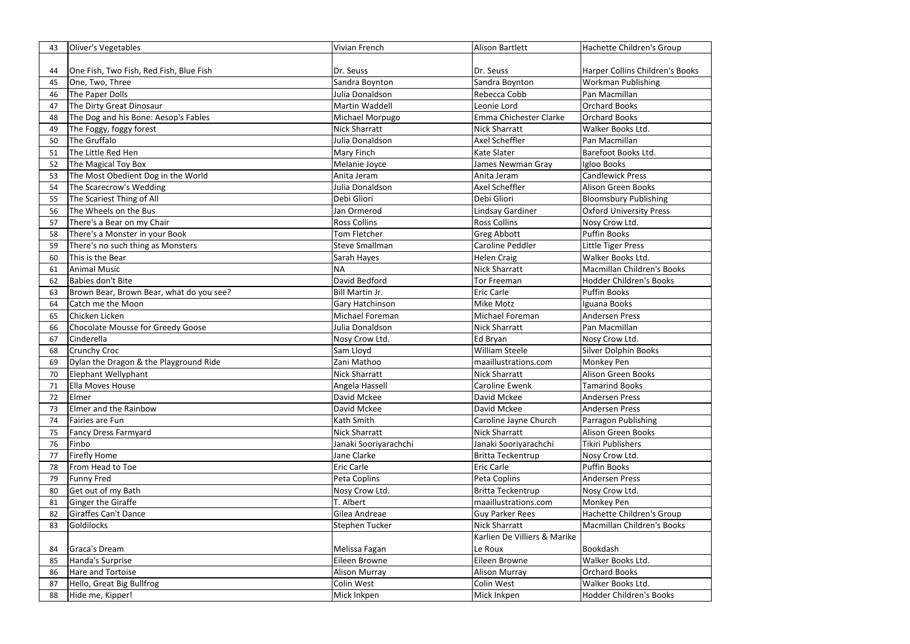| | | | | |
|---|---|---|---|---|
| 43 | Oliver's Vegetables | Vivian French | Alison Bartlett | Hachette Children's Group |
| 44 | One Fish, Two Fish, Red Fish, Blue Fish | Dr. Seuss | Dr. Seuss | Harper Collins Children's Books |
| 45 | One, Two, Three | Sandra Boynton | Sandra Boynton | Workman Publishing |
| 46 | The Paper Dolls | Julia Donaldson | Rebecca Cobb | Pan Macmillan |
| 47 | The Dirty Great Dinosaur | Martin Waddell | Leonie Lord | Orchard Books |
| 48 | The Dog and his Bone: Aesop's Fables | Michael Morpugo | Emma Chichester Clarke | Orchard Books |
| 49 | The Foggy, foggy forest | Nick Sharratt | Nick Sharratt | Walker Books Ltd. |
| 50 | The Gruffalo | Julia Donaldson | Axel Scheffler | Pan Macmillan |
| 51 | The Little Red Hen | Mary Finch | Kate Slater | Barefoot Books Ltd. |
| 52 | The Magical Toy Box | Melanie Joyce | James Newman Gray | Igloo Books |
| 53 | The Most Obedient Dog in the World | Anita Jeram | Anita Jeram | Candlewick Press |
| 54 | The Scarecrow's Wedding | Julia Donaldson | Axel Scheffler | Alison Green Books |
| 55 | The Scariest Thing of All | Debi Gliori | Debi Gliori | Bloomsbury Publishing |
| 56 | The Wheels on the Bus | Jan Ormerod | Lindsay Gardiner | Oxford University Press |
| 57 | There's a Bear on my Chair | Ross Collins | Ross Collins | Nosy Crow Ltd. |
| 58 | There's a Monster in your Book | Tom Fletcher | Greg Abbott | Puffin Books |
| 59 | There's no such thing as Monsters | Steve Smallman | Caroline Peddler | Little Tiger Press |
| 60 | This is the Bear | Sarah Hayes | Helen Craig | Walker Books Ltd. |
| 61 | Animal Music | NA | Nick Sharratt | Macmillan Children's Books |
| 62 | Babies don't Bite | David Bedford | Tor Freeman | Hodder Children's Books |
| 63 | Brown Bear, Brown Bear, what do you see? | Bill Martin Jr. | Eric Carle | Puffin Books |
| 64 | Catch me the Moon | Gary Hatchinson | Mike Motz | Iguana Books |
| 65 | Chicken Licken | Michael Foreman | Michael Foreman | Andersen Press |
| 66 | Chocolate Mousse for Greedy Goose | Julia Donaldson | Nick Sharratt | Pan Macmillan |
| 67 | Cinderella | Nosy Crow Ltd. | Ed Bryan | Nosy Crow Ltd. |
| 68 | Crunchy Croc | Sam Lloyd | William Steele | Silver Dolphin Books |
| 69 | Dylan the Dragon & the Playground Ride | Zani Mathoo | maaillustrations.com | Monkey Pen |
| 70 | Elephant Wellyphant | Nick Sharratt | Nick Sharratt | Alison Green Books |
| 71 | Ella Moves House | Angela Hassell | Caroline Ewenk | Tamarind Books |
| 72 | Elmer | David Mckee | David Mckee | Andersen Press |
| 73 | Elmer and the Rainbow | David Mckee | David Mckee | Andersen Press |
| 74 | Fairies are Fun | Kath Smith | Caroline Jayne Church | Parragon Publishing |
| 75 | Fancy Dress Farmyard | Nick Sharratt | Nick Sharratt | Alison Green Books |
| 76 | Finbo | Janaki Sooriyarachchi | Janaki Sooriyarachchi | Tikiri Publishers |
| 77 | Firefly Home | Jane Clarke | Britta Teckentrup | Nosy Crow Ltd. |
| 78 | From Head to Toe | Eric Carle | Eric Carle | Puffin Books |
| 79 | Funny Fred | Peta Coplins | Peta Coplins | Andersen Press |
| 80 | Get out of my Bath | Nosy Crow Ltd. | Britta Teckentrup | Nosy Crow Ltd. |
| 81 | Ginger the Giraffe | T. Albert | maaillustrations.com | Monkey Pen |
| 82 | Giraffes Can't Dance | Gilea Andreae | Guy Parker Rees | Hachette Children's Group |
| 83 | Goldilocks | Stephen Tucker | Nick Sharratt | Macmillan Children's Books |
| 84 | Graca's Dream | Melissa Fagan | Karlien De Villiers & Marike Le Roux | Bookdash |
| 85 | Handa's Surprise | Eileen Browne | Eileen Browne | Walker Books Ltd. |
| 86 | Hare and Tortoise | Alison Murray | Alison Murray | Orchard Books |
| 87 | Hello, Great Big Bullfrog | Colin West | Colin West | Walker Books Ltd. |
| 88 | Hide me, Kipper! | Mick Inkpen | Mick Inkpen | Hodder Children's Books |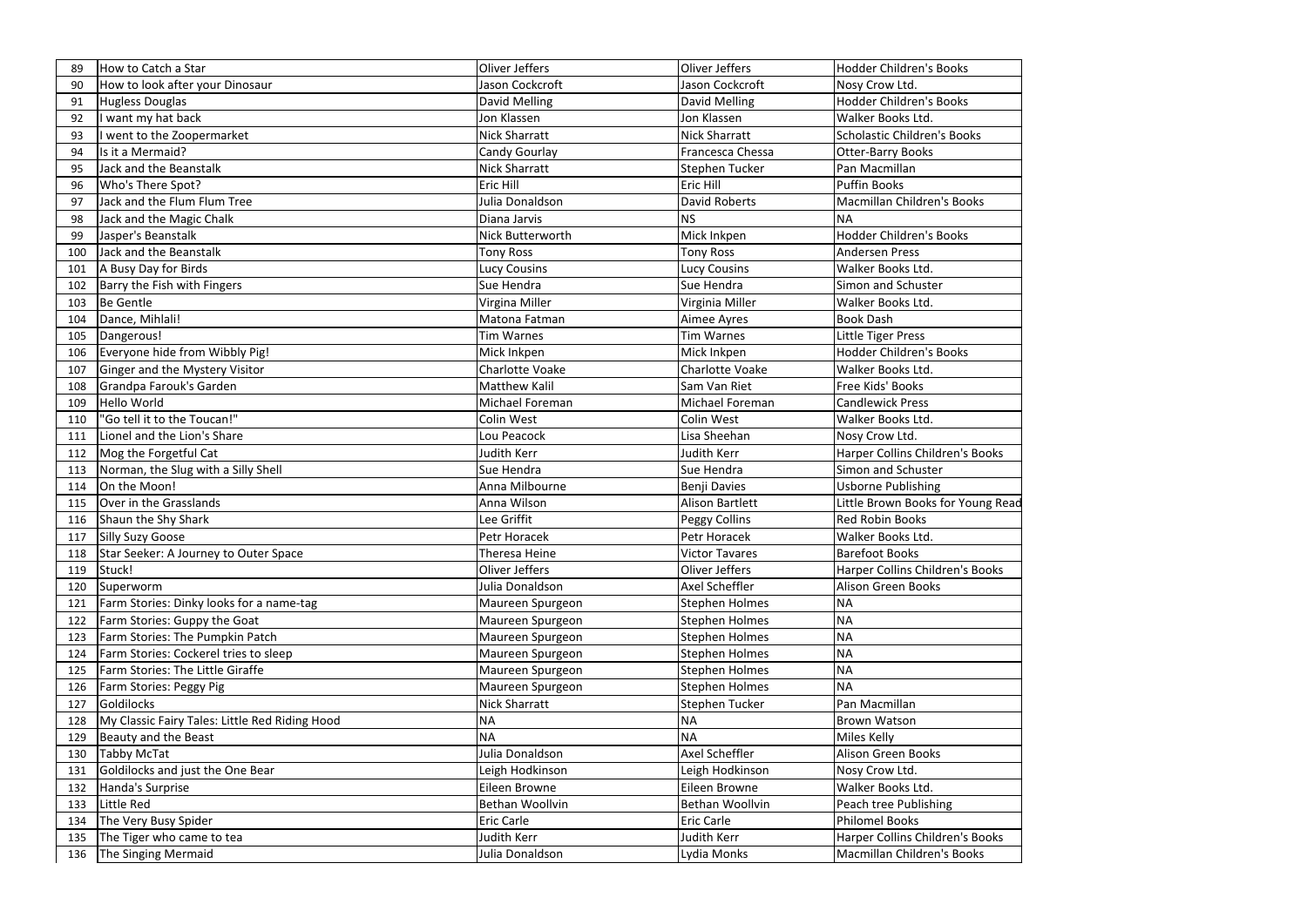| 89 | How to Catch a Star | Oliver Jeffers | Oliver Jeffers | Hodder Children's Books |
|---|---|---|---|---|
| 90 | How to look after your Dinosaur | Jason Cockcroft | Jason Cockcroft | Nosy Crow Ltd. |
| 91 | Hugless Douglas | David Melling | David Melling | Hodder Children's Books |
| 92 | I want my hat back | Jon Klassen | Jon Klassen | Walker Books Ltd. |
| 93 | I went to the Zoopermarket | Nick Sharratt | Nick Sharratt | Scholastic Children's Books |
| 94 | Is it a Mermaid? | Candy Gourlay | Francesca Chessa | Otter-Barry Books |
| 95 | Jack and the Beanstalk | Nick Sharratt | Stephen Tucker | Pan Macmillan |
| 96 | Who's There Spot? | Eric Hill | Eric Hill | Puffin Books |
| 97 | Jack and the Flum Flum Tree | Julia Donaldson | David Roberts | Macmillan Children's Books |
| 98 | Jack and the Magic Chalk | Diana Jarvis | NS | NA |
| 99 | Jasper's Beanstalk | Nick Butterworth | Mick Inkpen | Hodder Children's Books |
| 100 | Jack and the Beanstalk | Tony Ross | Tony Ross | Andersen Press |
| 101 | A Busy Day for Birds | Lucy Cousins | Lucy Cousins | Walker Books Ltd. |
| 102 | Barry the Fish with Fingers | Sue Hendra | Sue Hendra | Simon and Schuster |
| 103 | Be Gentle | Virgina Miller | Virginia Miller | Walker Books Ltd. |
| 104 | Dance, Mihlali! | Matona Fatman | Aimee Ayres | Book Dash |
| 105 | Dangerous! | Tim Warnes | Tim Warnes | Little Tiger Press |
| 106 | Everyone hide from Wibbly Pig! | Mick Inkpen | Mick Inkpen | Hodder Children's Books |
| 107 | Ginger and the Mystery Visitor | Charlotte Voake | Charlotte Voake | Walker Books Ltd. |
| 108 | Grandpa Farouk's Garden | Matthew Kalil | Sam Van Riet | Free Kids' Books |
| 109 | Hello World | Michael Foreman | Michael Foreman | Candlewick Press |
| 110 | "Go tell it to the Toucan!" | Colin West | Colin West | Walker Books Ltd. |
| 111 | Lionel and the Lion's Share | Lou Peacock | Lisa Sheehan | Nosy Crow Ltd. |
| 112 | Mog the Forgetful Cat | Judith Kerr | Judith Kerr | Harper Collins Children's Books |
| 113 | Norman, the Slug with a Silly Shell | Sue Hendra | Sue Hendra | Simon and Schuster |
| 114 | On the Moon! | Anna Milbourne | Benji Davies | Usborne Publishing |
| 115 | Over in the Grasslands | Anna Wilson | Alison Bartlett | Little Brown Books for Young Read |
| 116 | Shaun the Shy Shark | Lee Griffit | Peggy Collins | Red Robin Books |
| 117 | Silly Suzy Goose | Petr Horacek | Petr Horacek | Walker Books Ltd. |
| 118 | Star Seeker: A Journey to Outer Space | Theresa Heine | Victor Tavares | Barefoot Books |
| 119 | Stuck! | Oliver Jeffers | Oliver Jeffers | Harper Collins Children's Books |
| 120 | Superworm | Julia Donaldson | Axel Scheffler | Alison Green Books |
| 121 | Farm Stories: Dinky looks for a name-tag | Maureen Spurgeon | Stephen Holmes | NA |
| 122 | Farm Stories: Guppy the Goat | Maureen Spurgeon | Stephen Holmes | NA |
| 123 | Farm Stories: The Pumpkin Patch | Maureen Spurgeon | Stephen Holmes | NA |
| 124 | Farm Stories: Cockerel tries to sleep | Maureen Spurgeon | Stephen Holmes | NA |
| 125 | Farm Stories: The Little Giraffe | Maureen Spurgeon | Stephen Holmes | NA |
| 126 | Farm Stories: Peggy Pig | Maureen Spurgeon | Stephen Holmes | NA |
| 127 | Goldilocks | Nick Sharratt | Stephen Tucker | Pan Macmillan |
| 128 | My Classic Fairy Tales: Little Red Riding Hood | NA | NA | Brown Watson |
| 129 | Beauty and the Beast | NA | NA | Miles Kelly |
| 130 | Tabby McTat | Julia Donaldson | Axel Scheffler | Alison Green Books |
| 131 | Goldilocks and just the One Bear | Leigh Hodkinson | Leigh Hodkinson | Nosy Crow Ltd. |
| 132 | Handa's Surprise | Eileen Browne | Eileen Browne | Walker Books Ltd. |
| 133 | Little Red | Bethan Woollvin | Bethan Woollvin | Peach tree Publishing |
| 134 | The Very Busy Spider | Eric Carle | Eric Carle | Philomel Books |
| 135 | The Tiger who came to tea | Judith Kerr | Judith Kerr | Harper Collins Children's Books |
| 136 | The Singing Mermaid | Julia Donaldson | Lydia Monks | Macmillan Children's Books |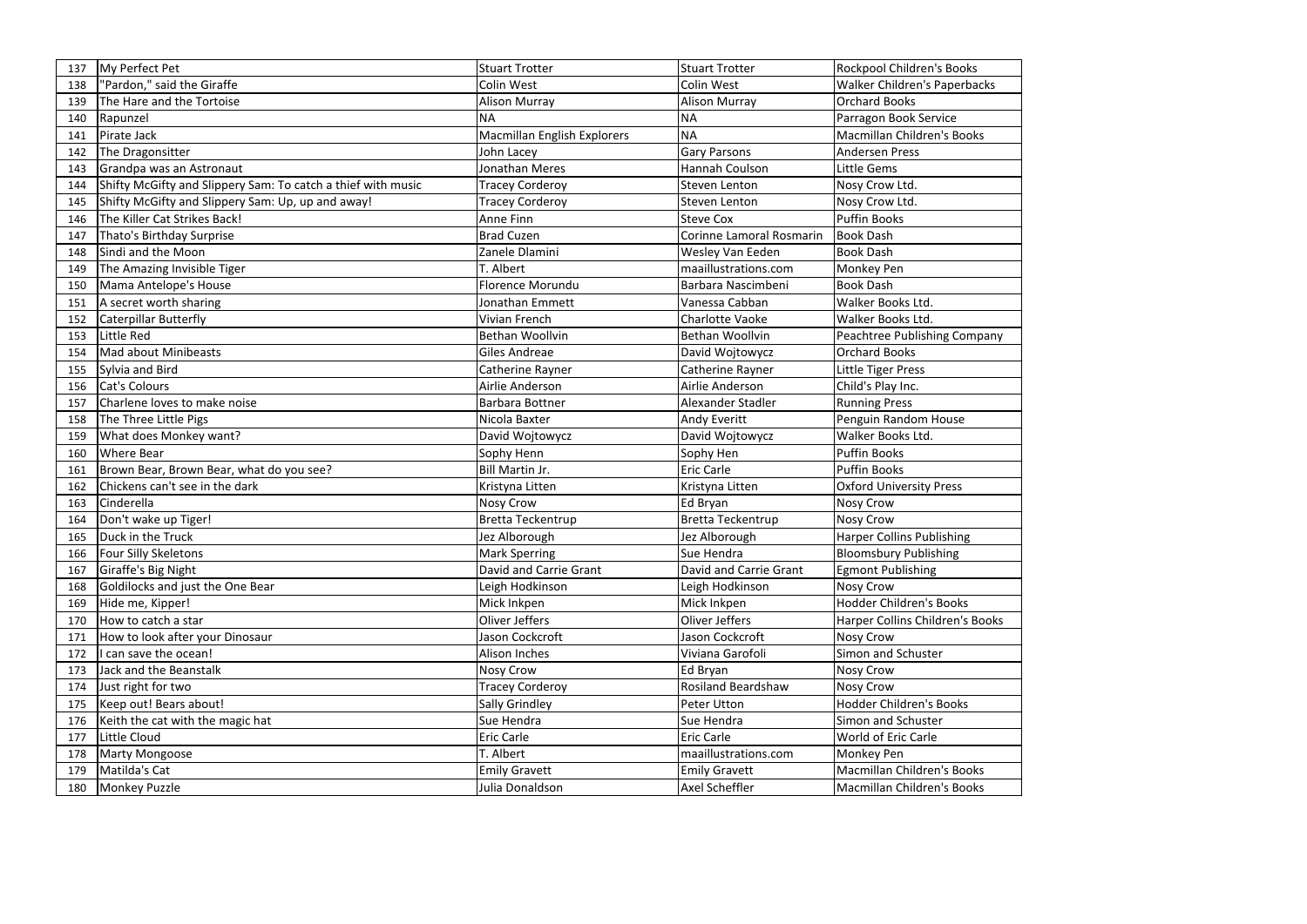| | | | | |
|---|---|---|---|---|
| 137 | My Perfect Pet | Stuart Trotter | Stuart Trotter | Rockpool Children's Books |
| 138 | "Pardon," said the Giraffe | Colin West | Colin West | Walker Children's Paperbacks |
| 139 | The Hare and the Tortoise | Alison Murray | Alison Murray | Orchard Books |
| 140 | Rapunzel | NA | NA | Parragon Book Service |
| 141 | Pirate Jack | Macmillan English Explorers | NA | Macmillan Children's Books |
| 142 | The Dragonsitter | John Lacey | Gary Parsons | Andersen Press |
| 143 | Grandpa was an Astronaut | Jonathan Meres | Hannah Coulson | Little Gems |
| 144 | Shifty McGifty and Slippery Sam: To catch a thief with music | Tracey Corderoy | Steven Lenton | Nosy Crow Ltd. |
| 145 | Shifty McGifty and Slippery Sam: Up, up and away! | Tracey Corderoy | Steven Lenton | Nosy Crow Ltd. |
| 146 | The Killer Cat Strikes Back! | Anne Finn | Steve Cox | Puffin Books |
| 147 | Thato's Birthday Surprise | Brad Cuzen | Corinne Lamoral Rosmarin | Book Dash |
| 148 | Sindi and the Moon | Zanele Dlamini | Wesley Van Eeden | Book Dash |
| 149 | The Amazing Invisible Tiger | T. Albert | maaillustrations.com | Monkey Pen |
| 150 | Mama Antelope's House | Florence Morundu | Barbara Nascimbeni | Book Dash |
| 151 | A secret worth sharing | Jonathan Emmett | Vanessa Cabban | Walker Books Ltd. |
| 152 | Caterpillar Butterfly | Vivian French | Charlotte Vaoke | Walker Books Ltd. |
| 153 | Little Red | Bethan Woollvin | Bethan Woollvin | Peachtree Publishing Company |
| 154 | Mad about Minibeasts | Giles Andreae | David Wojtowycz | Orchard Books |
| 155 | Sylvia and Bird | Catherine Rayner | Catherine Rayner | Little Tiger Press |
| 156 | Cat's Colours | Airlie Anderson | Airlie Anderson | Child's Play Inc. |
| 157 | Charlene loves to make noise | Barbara Bottner | Alexander Stadler | Running Press |
| 158 | The Three Little Pigs | Nicola Baxter | Andy Everitt | Penguin Random House |
| 159 | What does Monkey want? | David Wojtowycz | David Wojtowycz | Walker Books Ltd. |
| 160 | Where Bear | Sophy Henn | Sophy Hen | Puffin Books |
| 161 | Brown Bear, Brown Bear, what do you see? | Bill Martin Jr. | Eric Carle | Puffin Books |
| 162 | Chickens can't see in the dark | Kristyna Litten | Kristyna Litten | Oxford University Press |
| 163 | Cinderella | Nosy Crow | Ed Bryan | Nosy Crow |
| 164 | Don't wake up Tiger! | Bretta Teckentrup | Bretta Teckentrup | Nosy Crow |
| 165 | Duck in the Truck | Jez Alborough | Jez Alborough | Harper Collins Publishing |
| 166 | Four Silly Skeletons | Mark Sperring | Sue Hendra | Bloomsbury Publishing |
| 167 | Giraffe's Big Night | David and Carrie Grant | David and Carrie Grant | Egmont Publishing |
| 168 | Goldilocks and just the One Bear | Leigh Hodkinson | Leigh Hodkinson | Nosy Crow |
| 169 | Hide me, Kipper! | Mick Inkpen | Mick Inkpen | Hodder Children's Books |
| 170 | How to catch a star | Oliver Jeffers | Oliver Jeffers | Harper Collins Children's Books |
| 171 | How to look after your Dinosaur | Jason Cockcroft | Jason Cockcroft | Nosy Crow |
| 172 | I can save the ocean! | Alison Inches | Viviana Garofoli | Simon and Schuster |
| 173 | Jack and the Beanstalk | Nosy Crow | Ed Bryan | Nosy Crow |
| 174 | Just right for two | Tracey Corderoy | Rosiland Beardshaw | Nosy Crow |
| 175 | Keep out! Bears about! | Sally Grindley | Peter Utton | Hodder Children's Books |
| 176 | Keith the cat with the magic hat | Sue Hendra | Sue Hendra | Simon and Schuster |
| 177 | Little Cloud | Eric Carle | Eric Carle | World of Eric Carle |
| 178 | Marty Mongoose | T. Albert | maaillustrations.com | Monkey Pen |
| 179 | Matilda's Cat | Emily Gravett | Emily Gravett | Macmillan Children's Books |
| 180 | Monkey Puzzle | Julia Donaldson | Axel Scheffler | Macmillan Children's Books |